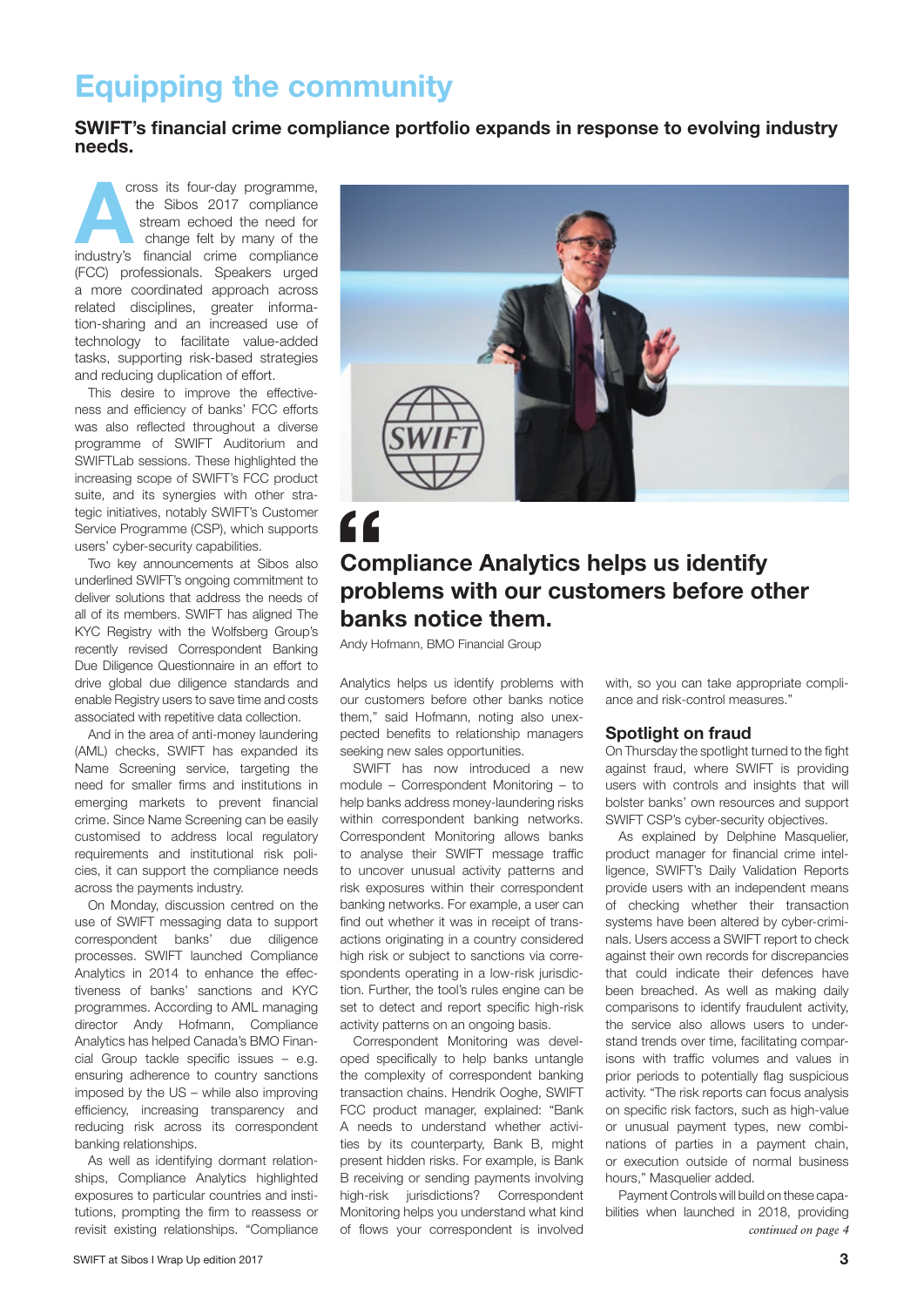# Equipping the community

**SWIFT's financial crime compliance portfolio expands in response to evolving industry needs.**

Across its four-day programme, the Sibos 2017 compliance stream echoed the need for change felt by many of the industry's financial crime compliance (FCC) professionals. Speakers urged a more coordinated approach across related disciplines, greater information-sharing and an increased use of technology to facilitate value-added tasks, supporting risk-based strategies and reducing duplication of effort.

This desire to improve the effectiveness and efficiency of banks' FCC efforts was also reflected throughout a diverse programme of SWIFT Auditorium and SWIFTLab sessions. These highlighted the increasing scope of SWIFT's FCC product suite, and its synergies with other strategic initiatives, notably SWIFT's Customer Service Programme (CSP), which supports users' cyber-security capabilities.

Two key announcements at Sibos also underlined SWIFT's ongoing commitment to deliver solutions that address the needs of all of its members. SWIFT has aligned The KYC Registry with the Wolfsberg Group's recently revised Correspondent Banking Due Diligence Questionnaire in an effort to drive global due diligence standards and enable Registry users to save time and costs associated with repetitive data collection.

And in the area of anti-money laundering (AML) checks, SWIFT has expanded its Name Screening service, targeting the need for smaller firms and institutions in emerging markets to prevent financial crime. Since Name Screening can be easily customised to address local regulatory requirements and institutional risk policies, it can support the compliance needs across the payments industry.

On Monday, discussion centred on the use of SWIFT messaging data to support correspondent banks' due diligence processes. SWIFT launched Compliance Analytics in 2014 to enhance the effectiveness of banks' sanctions and KYC programmes. According to AML managing director Andy Hofmann, Compliance Analytics has helped Canada's BMO Financial Group tackle specific issues – e.g. ensuring adherence to country sanctions imposed by the US – while also improving efficiency, increasing transparency and reducing risk across its correspondent banking relationships.

As well as identifying dormant relationships, Compliance Analytics highlighted exposures to particular countries and institutions, prompting the firm to reassess or revisit existing relationships. "Compliance Analytics helps us identify problems with our customers before other banks notice them," said Hofmann, noting also unexpected benefits to relationship managers seeking new sales opportunities.

> **Compliance Analytics helps us identify problems with our customers before other banks notice them.**
>
> Andy Hofmann, BMO Financial Group

SWIFT has now introduced a new module – Correspondent Monitoring – to help banks address money-laundering risks within correspondent banking networks. Correspondent Monitoring allows banks to analyse their SWIFT message traffic to uncover unusual activity patterns and risk exposures within their correspondent banking networks. For example, a user can find out whether it was in receipt of transactions originating in a country considered high risk or subject to sanctions via correspondents operating in a low-risk jurisdiction. Further, the tool's rules engine can be set to detect and report specific high-risk activity patterns on an ongoing basis.

Correspondent Monitoring was developed specifically to help banks untangle the complexity of correspondent banking transaction chains. Hendrik Ooghe, SWIFT FCC product manager, explained: "Bank A needs to understand whether activities by its counterparty, Bank B, might present hidden risks. For example, is Bank B receiving or sending payments involving high-risk jurisdictions? Correspondent Monitoring helps you understand what kind of flows your correspondent is involved with, so you can take appropriate compliance and risk-control measures."

## Spotlight on fraud

On Thursday the spotlight turned to the fight against fraud, where SWIFT is providing users with controls and insights that will bolster banks' own resources and support SWIFT CSP's cyber-security objectives.

As explained by Delphine Masquelier, product manager for financial crime intelligence, SWIFT's Daily Validation Reports provide users with an independent means of checking whether their transaction systems have been altered by cyber-criminals. Users access a SWIFT report to check against their own records for discrepancies that could indicate their defences have been breached. As well as making daily comparisons to identify fraudulent activity, the service also allows users to understand trends over time, facilitating comparisons with traffic volumes and values in prior periods to potentially flag suspicious activity. "The risk reports can focus analysis on specific risk factors, such as high-value or unusual payment types, new combinations of parties in a payment chain, or execution outside of normal business hours," Masquelier added.

Payment Controls will build on these capabilities when launched in 2018, providing

*continued on page 4*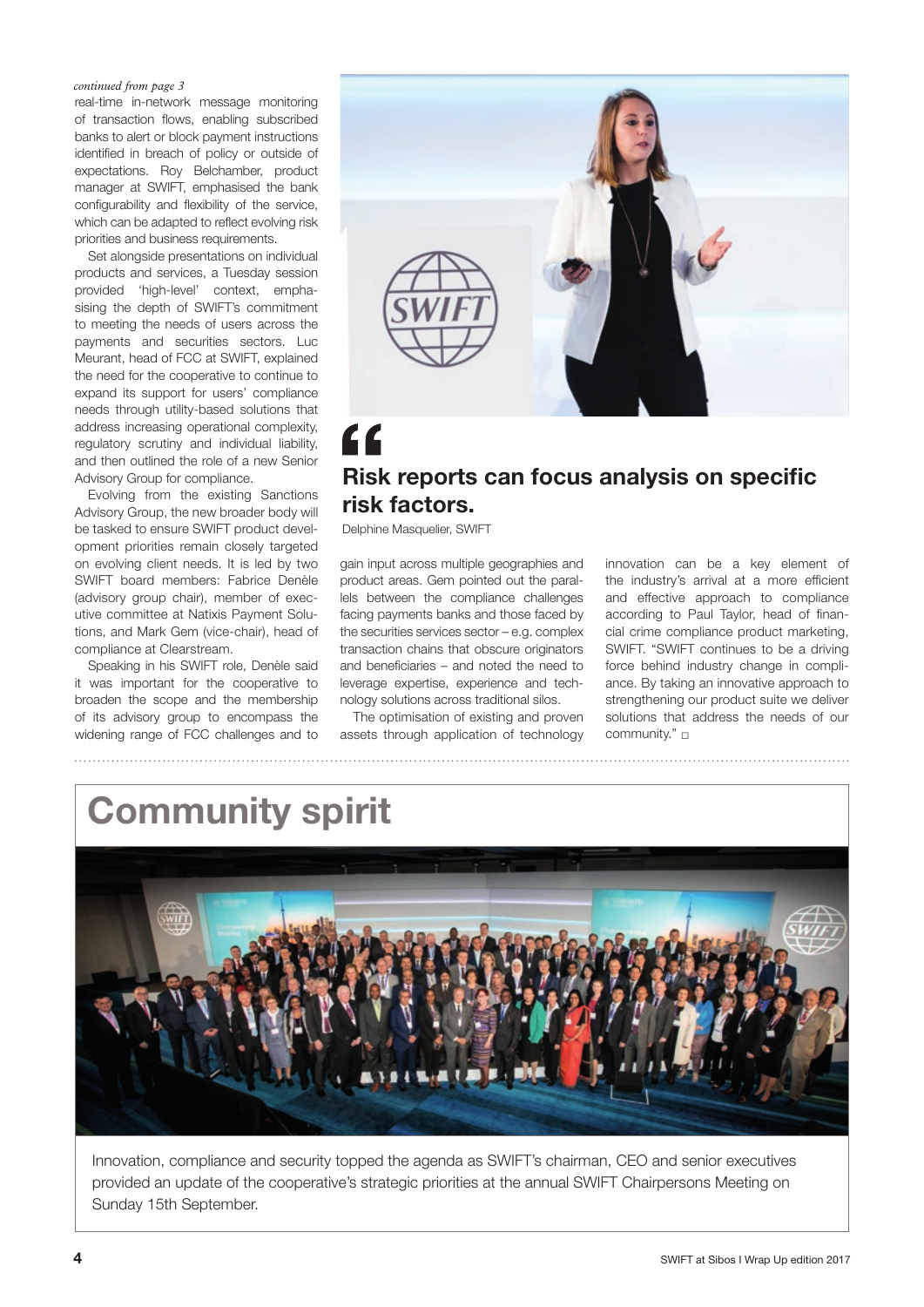*continued from page 3*

real-time in-network message monitoring of transaction flows, enabling subscribed banks to alert or block payment instructions identified in breach of policy or outside of expectations. Roy Belchamber, product manager at SWIFT, emphasised the bank configurability and flexibility of the service, which can be adapted to reflect evolving risk priorities and business requirements.

Set alongside presentations on individual products and services, a Tuesday session provided 'high-level' context, emphasising the depth of SWIFT's commitment to meeting the needs of users across the payments and securities sectors. Luc Meurant, head of FCC at SWIFT, explained the need for the cooperative to continue to expand its support for users' compliance needs through utility-based solutions that address increasing operational complexity, regulatory scrutiny and individual liability, and then outlined the role of a new Senior Advisory Group for compliance.

Evolving from the existing Sanctions Advisory Group, the new broader body will be tasked to ensure SWIFT product development priorities remain closely targeted on evolving client needs. It is led by two SWIFT board members: Fabrice Denèle (advisory group chair), member of executive committee at Natixis Payment Solutions, and Mark Gem (vice-chair), head of compliance at Clearstream.

Speaking in his SWIFT role, Denèle said it was important for the cooperative to broaden the scope and the membership of its advisory group to encompass the widening range of FCC challenges and to gain input across multiple geographies and product areas. Gem pointed out the parallels between the compliance challenges facing payments banks and those faced by the securities services sector – e.g. complex transaction chains that obscure originators and beneficiaries – and noted the need to leverage expertise, experience and technology solutions across traditional silos.

The optimisation of existing and proven assets through application of technology innovation can be a key element of the industry's arrival at a more efficient and effective approach to compliance according to Paul Taylor, head of financial crime compliance product marketing, SWIFT. "SWIFT continues to be a driving force behind industry change in compliance. By taking an innovative approach to strengthening our product suite we deliver solutions that address the needs of our community." □

> **Risk reports can focus analysis on specific risk factors.**
>
> Delphine Masquelier, SWIFT

## Community spirit

Innovation, compliance and security topped the agenda as SWIFT's chairman, CEO and senior executives provided an update of the cooperative's strategic priorities at the annual SWIFT Chairpersons Meeting on Sunday 15th September.